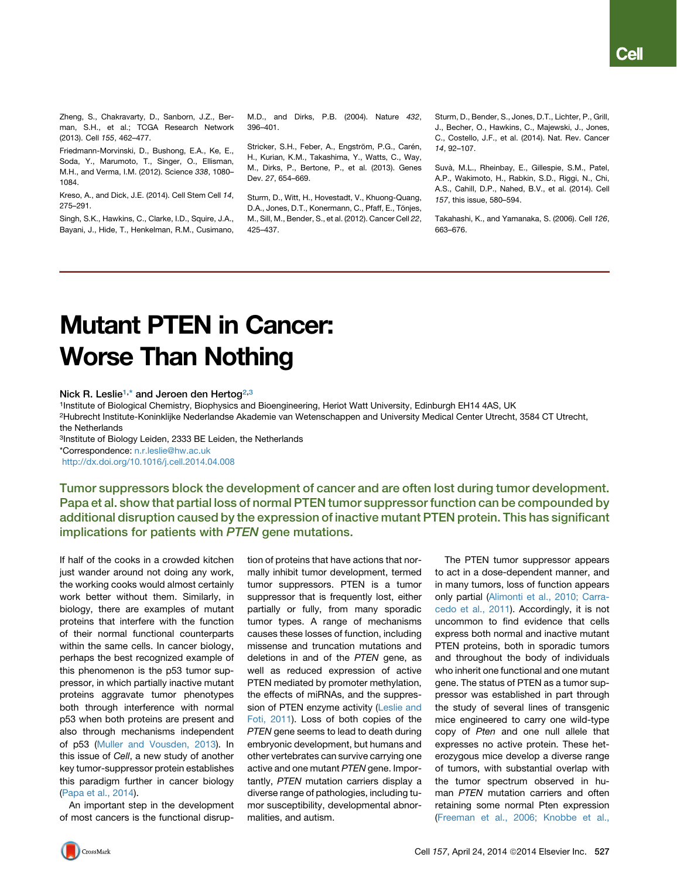Zheng, S., Chakravarty, D., Sanborn, J.Z., Berman, S.H., et al.; TCGA Research Network (2013). Cell 155, 462–477.

Friedmann-Morvinski, D., Bushong, E.A., Ke, E., Soda, Y., Marumoto, T., Singer, O., Ellisman, M.H., and Verma, I.M. (2012). Science 338, 1080–1084.

Kreso, A., and Dick, J.E. (2014). Cell Stem Cell 14, 275–291.

Singh, S.K., Hawkins, C., Clarke, I.D., Squire, J.A., Bayani, J., Hide, T., Henkelman, R.M., Cusimano, M.D., and Dirks, P.B. (2004). Nature 432, 396–401.

Stricker, S.H., Feber, A., Engström, P.G., Carén, H., Kurian, K.M., Takashima, Y., Watts, C., Way, M., Dirks, P., Bertone, P., et al. (2013). Genes Dev. 27, 654–669.

Sturm, D., Witt, H., Hovestadt, V., Khuong-Quang, D.A., Jones, D.T., Konermann, C., Pfaff, E., Tönjes, M., Sill, M., Bender, S., et al. (2012). Cancer Cell 22, 425–437.

Sturm, D., Bender, S., Jones, D.T., Lichter, P., Grill, J., Becher, O., Hawkins, C., Majewski, J., Jones, C., Costello, J.F., et al. (2014). Nat. Rev. Cancer 14, 92–107.

Suvà, M.L., Rheinbay, E., Gillespie, S.M., Patel, A.P., Wakimoto, H., Rabkin, S.D., Riggi, N., Chi, A.S., Cahill, D.P., Nahed, B.V., et al. (2014). Cell 157, this issue, 580–594.

Takahashi, K., and Yamanaka, S. (2006). Cell 126, 663–676.

# Mutant PTEN in Cancer: Worse Than Nothing

Nick R. Leslie[1,*] and Jeroen den Hertog[2,3]

[1]Institute of Biological Chemistry, Biophysics and Bioengineering, Heriot Watt University, Edinburgh EH14 4AS, UK
[2]Hubrecht Institute-Koninklijke Nederlandse Akademie van Wetenschappen and University Medical Center Utrecht, 3584 CT Utrecht, the Netherlands
[3]Institute of Biology Leiden, 2333 BE Leiden, the Netherlands
*Correspondence: n.r.leslie@hw.ac.uk
http://dx.doi.org/10.1016/j.cell.2014.04.008

**Tumor suppressors block the development of cancer and are often lost during tumor development. Papa et al. show that partial loss of normal PTEN tumor suppressor function can be compounded by additional disruption caused by the expression of inactive mutant PTEN protein. This has significant implications for patients with *PTEN* gene mutations.**

If half of the cooks in a crowded kitchen just wander around not doing any work, the working cooks would almost certainly work better without them. Similarly, in biology, there are examples of mutant proteins that interfere with the function of their normal functional counterparts within the same cells. In cancer biology, perhaps the best recognized example of this phenomenon is the p53 tumor suppressor, in which partially inactive mutant proteins aggravate tumor phenotypes both through interference with normal p53 when both proteins are present and also through mechanisms independent of p53 (Muller and Vousden, 2013). In this issue of *Cell*, a new study of another key tumor-suppressor protein establishes this paradigm further in cancer biology (Papa et al., 2014).

An important step in the development of most cancers is the functional disruption of proteins that have actions that normally inhibit tumor development, termed tumor suppressors. PTEN is a tumor suppressor that is frequently lost, either partially or fully, from many sporadic tumor types. A range of mechanisms causes these losses of function, including missense and truncation mutations and deletions in and of the *PTEN* gene, as well as reduced expression of active PTEN mediated by promoter methylation, the effects of miRNAs, and the suppression of PTEN enzyme activity (Leslie and Foti, 2011). Loss of both copies of the *PTEN* gene seems to lead to death during embryonic development, but humans and other vertebrates can survive carrying one active and one mutant *PTEN* gene. Importantly, *PTEN* mutation carriers display a diverse range of pathologies, including tumor susceptibility, developmental abnormalities, and autism.

The PTEN tumor suppressor appears to act in a dose-dependent manner, and in many tumors, loss of function appears only partial (Alimonti et al., 2010; Carracedo et al., 2011). Accordingly, it is not uncommon to find evidence that cells express both normal and inactive mutant PTEN proteins, both in sporadic tumors and throughout the body of individuals who inherit one functional and one mutant gene. The status of PTEN as a tumor suppressor was established in part through the study of several lines of transgenic mice engineered to carry one wild-type copy of *Pten* and one null allele that expresses no active protein. These heterozygous mice develop a diverse range of tumors, with substantial overlap with the tumor spectrum observed in human *PTEN* mutation carriers and often retaining some normal Pten expression (Freeman et al., 2006; Knobbe et al.,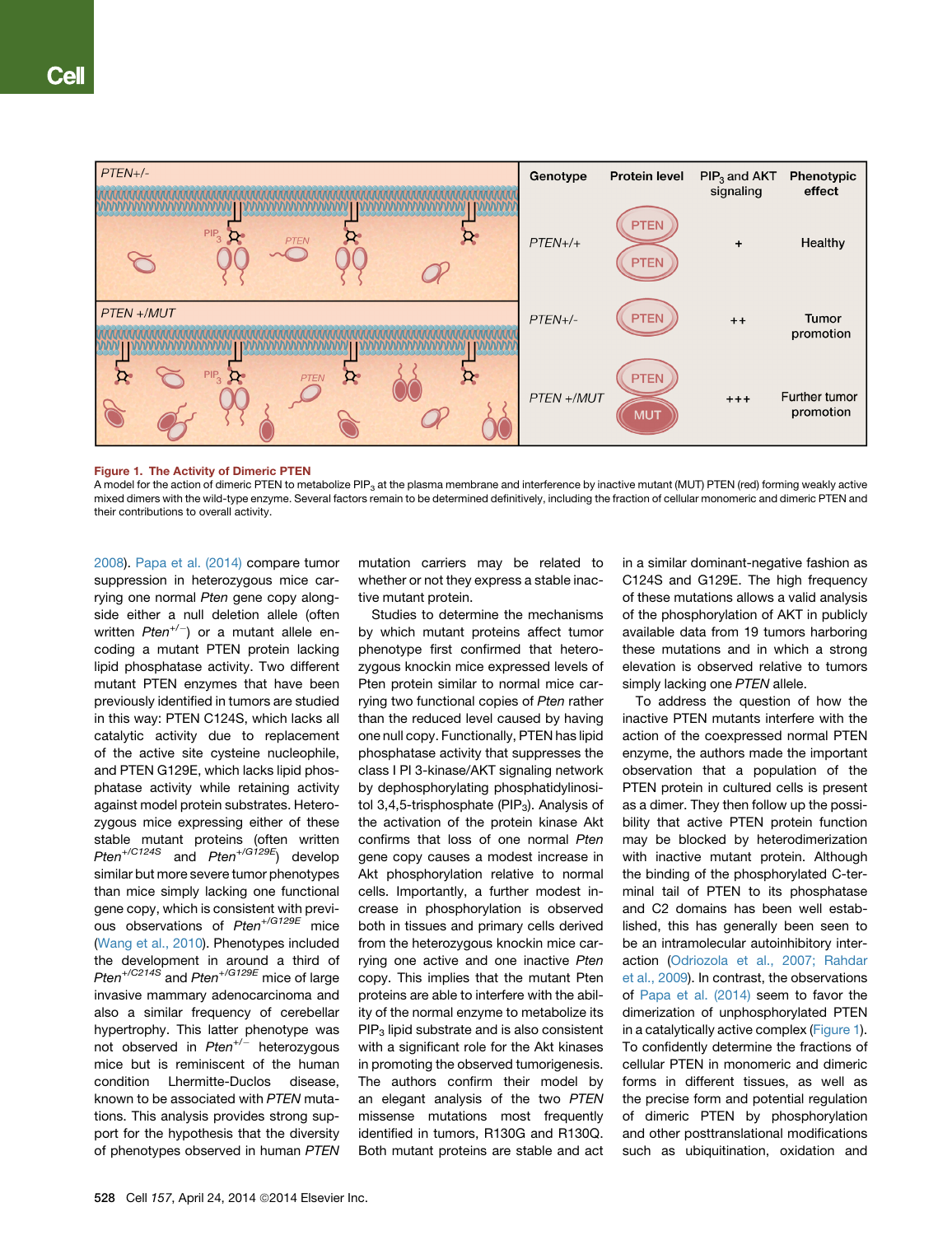| Genotype | Protein level | $PIP_3$ and AKT signaling | Phenotypic effect |
|---|---|---|---|
| PTEN+/+ | PTEN, PTEN | + | Healthy |
| PTEN+/- | PTEN | ++ | Tumor promotion |
| PTEN +/MUT | PTEN, MUT | +++ | Further tumor promotion |

**Figure 1. The Activity of Dimeric PTEN**

A model for the action of dimeric PTEN to metabolize $PIP_3$ at the plasma membrane and interference by inactive mutant (MUT) PTEN (red) forming weakly active mixed dimers with the wild-type enzyme. Several factors remain to be determined definitively, including the fraction of cellular monomeric and dimeric PTEN and their contributions to overall activity.

2008). Papa et al. (2014) compare tumor suppression in heterozygous mice carrying one normal *Pten* gene copy alongside either a null deletion allele (often written $Pten^{+/-}$) or a mutant allele encoding a mutant PTEN protein lacking lipid phosphatase activity. Two different mutant PTEN enzymes that have been previously identified in tumors are studied in this way: PTEN C124S, which lacks all catalytic activity due to replacement of the active site cysteine nucleophile, and PTEN G129E, which lacks lipid phosphatase activity while retaining activity against model protein substrates. Heterozygous mice expressing either of these stable mutant proteins (often written $Pten^{+/C124S}$ and $Pten^{+/G129E}$) develop similar but more severe tumor phenotypes than mice simply lacking one functional gene copy, which is consistent with previous observations of $Pten^{+/G129E}$ mice (Wang et al., 2010). Phenotypes included the development in around a third of $Pten^{+/C214S}$ and $Pten^{+/G129E}$ mice of large invasive mammary adenocarcinoma and also a similar frequency of cerebellar hypertrophy. This latter phenotype was not observed in $Pten^{+/-}$ heterozygous mice but is reminiscent of the human condition Lhermitte-Duclos disease, known to be associated with *PTEN* mutations. This analysis provides strong support for the hypothesis that the diversity of phenotypes observed in human *PTEN* mutation carriers may be related to whether or not they express a stable inactive mutant protein.

Studies to determine the mechanisms by which mutant proteins affect tumor phenotype first confirmed that heterozygous knockin mice expressed levels of Pten protein similar to normal mice carrying two functional copies of *Pten* rather than the reduced level caused by having one null copy. Functionally, PTEN has lipid phosphatase activity that suppresses the class I PI 3-kinase/AKT signaling network by dephosphorylating phosphatidylinositol 3,4,5-trisphosphate ($PIP_3$). Analysis of the activation of the protein kinase Akt confirms that loss of one normal *Pten* gene copy causes a modest increase in Akt phosphorylation relative to normal cells. Importantly, a further modest increase in phosphorylation is observed both in tissues and primary cells derived from the heterozygous knockin mice carrying one active and one inactive *Pten* copy. This implies that the mutant Pten proteins are able to interfere with the ability of the normal enzyme to metabolize its $PIP_3$ lipid substrate and is also consistent with a significant role for the Akt kinases in promoting the observed tumorigenesis. The authors confirm their model by an elegant analysis of the two *PTEN* missense mutations most frequently identified in tumors, R130G and R130Q. Both mutant proteins are stable and act in a similar dominant-negative fashion as C124S and G129E. The high frequency of these mutations allows a valid analysis of the phosphorylation of AKT in publicly available data from 19 tumors harboring these mutations and in which a strong elevation is observed relative to tumors simply lacking one *PTEN* allele.

To address the question of how the inactive PTEN mutants interfere with the action of the coexpressed normal PTEN enzyme, the authors made the important observation that a population of the PTEN protein in cultured cells is present as a dimer. They then follow up the possibility that active PTEN protein function may be blocked by heterodimerization with inactive mutant protein. Although the binding of the phosphorylated C-terminal tail of PTEN to its phosphatase and C2 domains has been well established, this has generally been seen to be an intramolecular autoinhibitory interaction (Odriozola et al., 2007; Rahdar et al., 2009). In contrast, the observations of Papa et al. (2014) seem to favor the dimerization of unphosphorylated PTEN in a catalytically active complex (Figure 1). To confidently determine the fractions of cellular PTEN in monomeric and dimeric forms in different tissues, as well as the precise form and potential regulation of dimeric PTEN by phosphorylation and other posttranslational modifications such as ubiquitination, oxidation and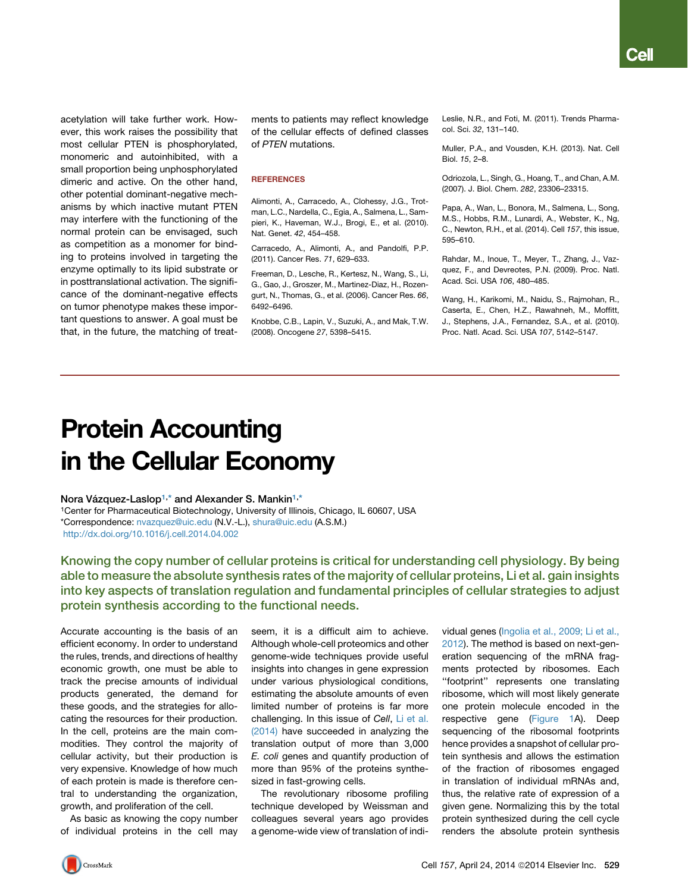acetylation will take further work. However, this work raises the possibility that most cellular PTEN is phosphorylated, monomeric and autoinhibited, with a small proportion being unphosphorylated dimeric and active. On the other hand, other potential dominant-negative mechanisms by which inactive mutant PTEN may interfere with the functioning of the normal protein can be envisaged, such as competition as a monomer for binding to proteins involved in targeting the enzyme optimally to its lipid substrate or in posttranslational activation. The significance of the dominant-negative effects on tumor phenotype makes these important questions to answer. A goal must be that, in the future, the matching of treatments to patients may reflect knowledge of the cellular effects of defined classes of *PTEN* mutations.

## REFERENCES

Alimonti, A., Carracedo, A., Clohessy, J.G., Trotman, L.C., Nardella, C., Egia, A., Salmena, L., Sampieri, K., Haveman, W.J., Brogi, E., et al. (2010). Nat. Genet. *42*, 454–458.

Carracedo, A., Alimonti, A., and Pandolfi, P.P. (2011). Cancer Res. *71*, 629–633.

Freeman, D., Lesche, R., Kertesz, N., Wang, S., Li, G., Gao, J., Groszer, M., Martinez-Diaz, H., Rozengurt, N., Thomas, G., et al. (2006). Cancer Res. *66*, 6492–6496.

Knobbe, C.B., Lapin, V., Suzuki, A., and Mak, T.W. (2008). Oncogene *27*, 5398–5415.

Leslie, N.R., and Foti, M. (2011). Trends Pharmacol. Sci. *32*, 131–140.

Muller, P.A., and Vousden, K.H. (2013). Nat. Cell Biol. *15*, 2–8.

Odriozola, L., Singh, G., Hoang, T., and Chan, A.M. (2007). J. Biol. Chem. *282*, 23306–23315.

Papa, A., Wan, L., Bonora, M., Salmena, L., Song, M.S., Hobbs, R.M., Lunardi, A., Webster, K., Ng, C., Newton, R.H., et al. (2014). Cell *157*, this issue, 595–610.

Rahdar, M., Inoue, T., Meyer, T., Zhang, J., Vazquez, F., and Devreotes, P.N. (2009). Proc. Natl. Acad. Sci. USA *106*, 480–485.

Wang, H., Karikomi, M., Naidu, S., Rajmohan, R., Caserta, E., Chen, H.Z., Rawahneh, M., Moffitt, J., Stephens, J.A., Fernandez, S.A., et al. (2010). Proc. Natl. Acad. Sci. USA *107*, 5142–5147.

# Protein Accounting in the Cellular Economy

**Nora Vázquez-Laslop[1,*] and Alexander S. Mankin[1,*]**

[1]Center for Pharmaceutical Biotechnology, University of Illinois, Chicago, IL 60607, USA
*Correspondence: nvazquez@uic.edu (N.V.-L.), shura@uic.edu (A.S.M.)
http://dx.doi.org/10.1016/j.cell.2014.04.002

**Knowing the copy number of cellular proteins is critical for understanding cell physiology. By being able to measure the absolute synthesis rates of the majority of cellular proteins, Li et al. gain insights into key aspects of translation regulation and fundamental principles of cellular strategies to adjust protein synthesis according to the functional needs.**

Accurate accounting is the basis of an efficient economy. In order to understand the rules, trends, and directions of healthy economic growth, one must be able to track the precise amounts of individual products generated, the demand for these goods, and the strategies for allocating the resources for their production. In the cell, proteins are the main commodities. They control the majority of cellular activity, but their production is very expensive. Knowledge of how much of each protein is made is therefore central to understanding the organization, growth, and proliferation of the cell.

As basic as knowing the copy number of individual proteins in the cell may seem, it is a difficult aim to achieve. Although whole-cell proteomics and other genome-wide techniques provide useful insights into changes in gene expression under various physiological conditions, estimating the absolute amounts of even limited number of proteins is far more challenging. In this issue of *Cell*, Li et al. (2014) have succeeded in analyzing the translation output of more than 3,000 *E. coli* genes and quantify production of more than 95% of the proteins synthesized in fast-growing cells.

The revolutionary ribosome profiling technique developed by Weissman and colleagues several years ago provides a genome-wide view of translation of individual genes (Ingolia et al., 2009; Li et al., 2012). The method is based on next-generation sequencing of the mRNA fragments protected by ribosomes. Each "footprint" represents one translating ribosome, which will most likely generate one protein molecule encoded in the respective gene (Figure 1A). Deep sequencing of the ribosomal footprints hence provides a snapshot of cellular protein synthesis and allows the estimation of the fraction of ribosomes engaged in translation of individual mRNAs and, thus, the relative rate of expression of a given gene. Normalizing this by the total protein synthesized during the cell cycle renders the absolute protein synthesis